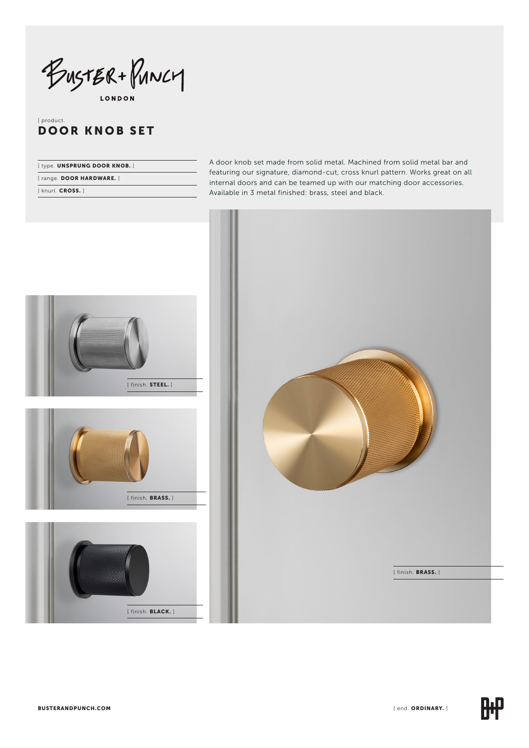BUSTER+PUNCH

LONDON

[ product.

# DOOR KNOB SET

[ type. **UNSPRUNG DOOR KNOB.** ]

[ range. **DOOR HARDWARE.** ]

[ knurl. **CROSS.** ]

A door knob set made from solid metal. Machined from solid metal bar and featuring our signature, diamond-cut, cross knurl pattern. Works great on all internal doors and can be teamed up with our matching door accessories. Available in 3 metal finished: brass, steel and black.

[ finish. **STEEL.** ]

[ finish. **BRASS.** ]

[ finish. **BLACK.** ]

[ finish. **BRASS.** ]

**BUSTERANDPUNCH.COM**

[ end. **ORDINARY.** ]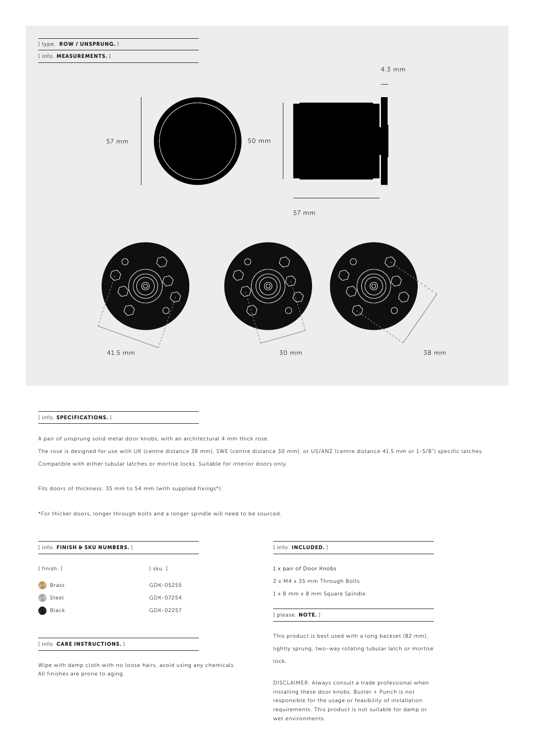[ type. **ROW / UNSPRUNG.** ]

[ info. **MEASUREMENTS.** ]

4.3 mm

57 mm

50 mm

57 mm

41.5 mm

30 mm

38 mm

[ info. **SPECIFICATIONS.** ]

A pair of unsprung solid metal door knobs, with an architectural 4 mm thick rose.

The rose is designed for use with UK (centre distance 38 mm), SWE (centre distance 30 mm), or US/ANZ (centre distance 41.5 mm or 1-5/8") specific latches.

Compatible with either tubular latches or mortise locks. Suitable for interior doors only.

Fits doors of thickness: 35 mm to 54 mm (with supplied fixings*).

*For thicker doors, longer through bolts and a longer spindle will need to be sourced.

[ info. **FINISH & SKU NUMBERS.** ]

| [ finish. ] | [ sku. ] |
|---|---|
| Brass | GDK-05255 |
| Steel | GDK-07254 |
| Black | GDK-02257 |

[ info. **CARE INSTRUCTIONS.** ]

Wipe with damp cloth with no loose hairs, avoid using any chemicals. All finishes are prone to aging.

[ info. **INCLUDED.** ]

1 x pair of Door Knobs

2 x M4 x 35 mm Through Bolts

1 x 8 mm x 8 mm Square Spindle

[ please. **NOTE.** ]

This product is best used with a long backset (82 mm), lightly sprung, two-way rotating tubular latch or mortise lock.

DISCLAIMER: Always consult a trade professional when installing these door knobs. Buster + Punch is not responsible for the usage or feasibility of installation requirements. This product is not suitable for damp or wet environments.